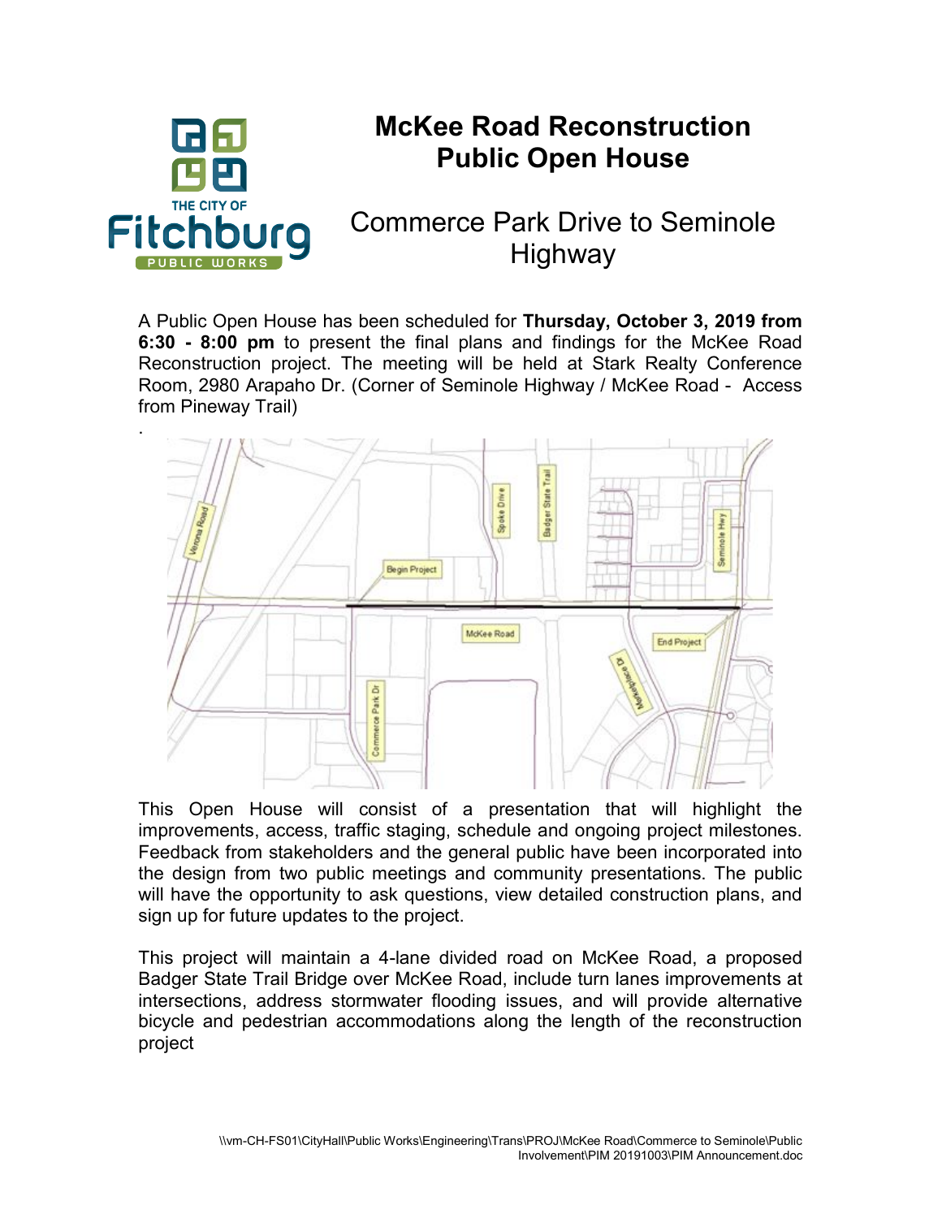# McKee Road Reconstruction Public Open House

## Commerce Park Drive to Seminole Highway

A Public Open House has been scheduled for **Thursday, October 3, 2019 from 6:30 - 8:00 pm** to present the final plans and findings for the McKee Road Reconstruction project. The meeting will be held at Stark Realty Conference Room, 2980 Arapaho Dr. (Corner of Seminole Highway / McKee Road - Access from Pineway Trail)

.

This Open House will consist of a presentation that will highlight the improvements, access, traffic staging, schedule and ongoing project milestones. Feedback from stakeholders and the general public have been incorporated into the design from two public meetings and community presentations. The public will have the opportunity to ask questions, view detailed construction plans, and sign up for future updates to the project.

This project will maintain a 4-lane divided road on McKee Road, a proposed Badger State Trail Bridge over McKee Road, include turn lanes improvements at intersections, address stormwater flooding issues, and will provide alternative bicycle and pedestrian accommodations along the length of the reconstruction project

\\vm-CH-FS01\CityHall\Public Works\Engineering\Trans\PROJ\McKee Road\Commerce to Seminole\Public Involvement\PIM 20191003\PIM Announcement.doc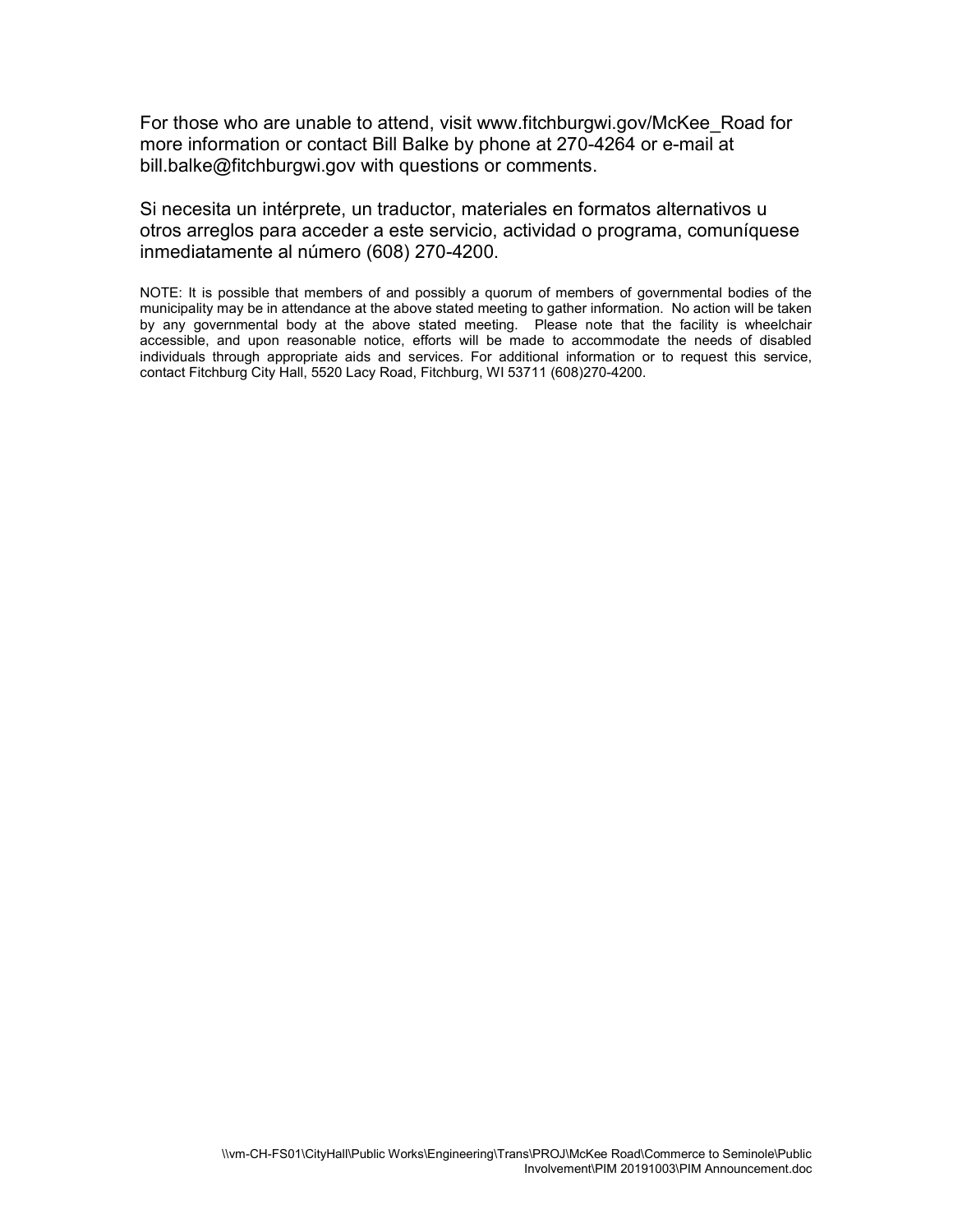For those who are unable to attend, visit www.fitchburgwi.gov/McKee_Road for more information or contact Bill Balke by phone at 270-4264 or e-mail at bill.balke@fitchburgwi.gov with questions or comments.

Si necesita un intérprete, un traductor, materiales en formatos alternativos u otros arreglos para acceder a este servicio, actividad o programa, comuníquese inmediatamente al número (608) 270-4200.

NOTE: It is possible that members of and possibly a quorum of members of governmental bodies of the municipality may be in attendance at the above stated meeting to gather information. No action will be taken by any governmental body at the above stated meeting. Please note that the facility is wheelchair accessible, and upon reasonable notice, efforts will be made to accommodate the needs of disabled individuals through appropriate aids and services. For additional information or to request this service, contact Fitchburg City Hall, 5520 Lacy Road, Fitchburg, WI 53711 (608)270-4200.